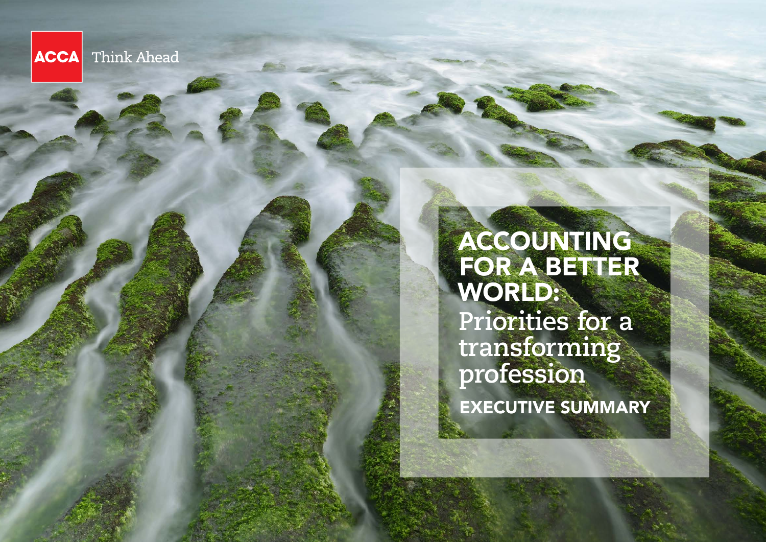ACCA Think Ahead

# ACCOUNTING FOR A BETTER WORLD:

## Priorities for a transforming profession

EXECUTIVE SUMMARY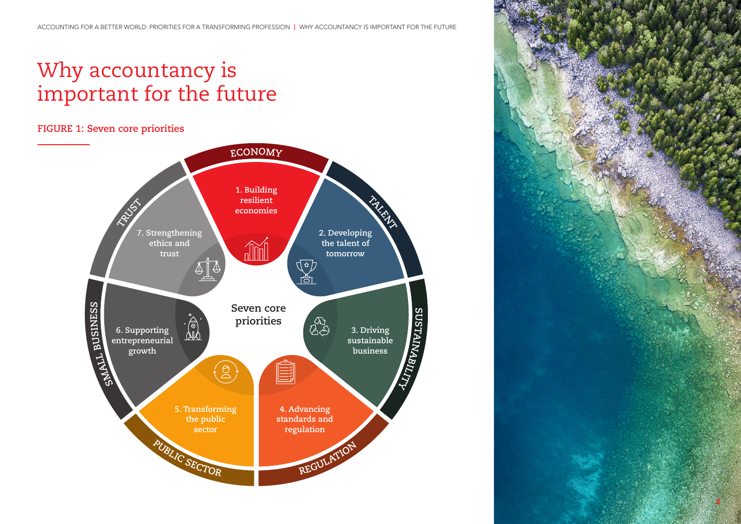# Why accountancy is important for the future

**FIGURE 1: Seven core priorities**

Seven core priorities

- ECONOMY — 1. Building resilient economies
- TALENT — 2. Developing the talent of tomorrow
- SUSTAINABILITY — 3. Driving sustainable business
- REGULATION — 4. Advancing standards and regulation
- PUBLIC SECTOR — 5. Transforming the public sector
- SMALL BUSINESS — 6. Supporting entrepreneurial growth
- TRUST — 7. Strengthening ethics and trust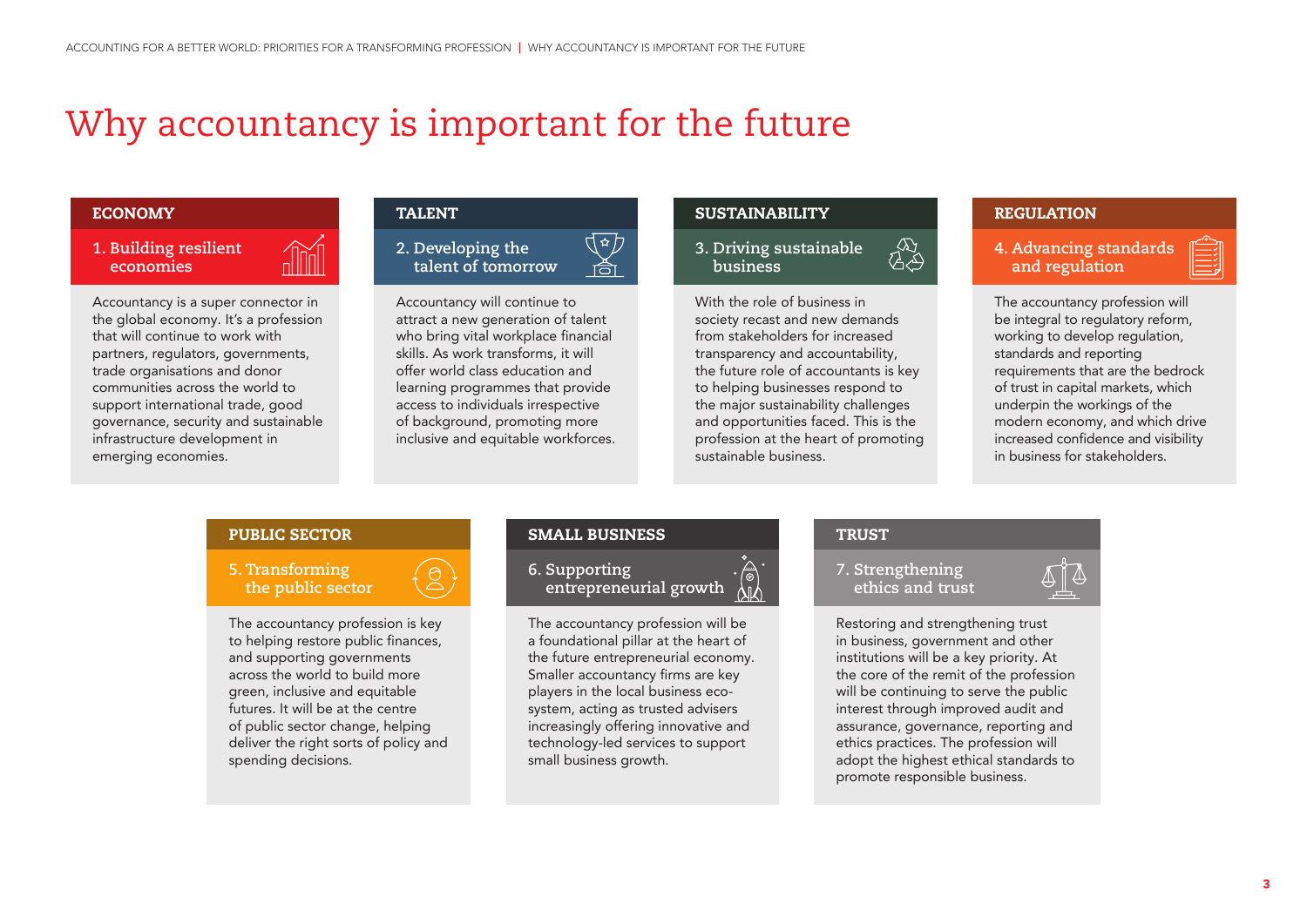# Why accountancy is important for the future

## ECONOMY

### 1. Building resilient economies

Accountancy is a super connector in the global economy. It's a profession that will continue to work with partners, regulators, governments, trade organisations and donor communities across the world to support international trade, good governance, security and sustainable infrastructure development in emerging economies.

## TALENT

### 2. Developing the talent of tomorrow

Accountancy will continue to attract a new generation of talent who bring vital workplace financial skills. As work transforms, it will offer world class education and learning programmes that provide access to individuals irrespective of background, promoting more inclusive and equitable workforces.

## SUSTAINABILITY

### 3. Driving sustainable business

With the role of business in society recast and new demands from stakeholders for increased transparency and accountability, the future role of accountants is key to helping businesses respond to the major sustainability challenges and opportunities faced. This is the profession at the heart of promoting sustainable business.

## REGULATION

### 4. Advancing standards and regulation

The accountancy profession will be integral to regulatory reform, working to develop regulation, standards and reporting requirements that are the bedrock of trust in capital markets, which underpin the workings of the modern economy, and which drive increased confidence and visibility in business for stakeholders.

## PUBLIC SECTOR

### 5. Transforming the public sector

The accountancy profession is key to helping restore public finances, and supporting governments across the world to build more green, inclusive and equitable futures. It will be at the centre of public sector change, helping deliver the right sorts of policy and spending decisions.

## SMALL BUSINESS

### 6. Supporting entrepreneurial growth

The accountancy profession will be a foundational pillar at the heart of the future entrepreneurial economy. Smaller accountancy firms are key players in the local business eco-system, acting as trusted advisers increasingly offering innovative and technology-led services to support small business growth.

## TRUST

### 7. Strengthening ethics and trust

Restoring and strengthening trust in business, government and other institutions will be a key priority. At the core of the remit of the profession will be continuing to serve the public interest through improved audit and assurance, governance, reporting and ethics practices. The profession will adopt the highest ethical standards to promote responsible business.